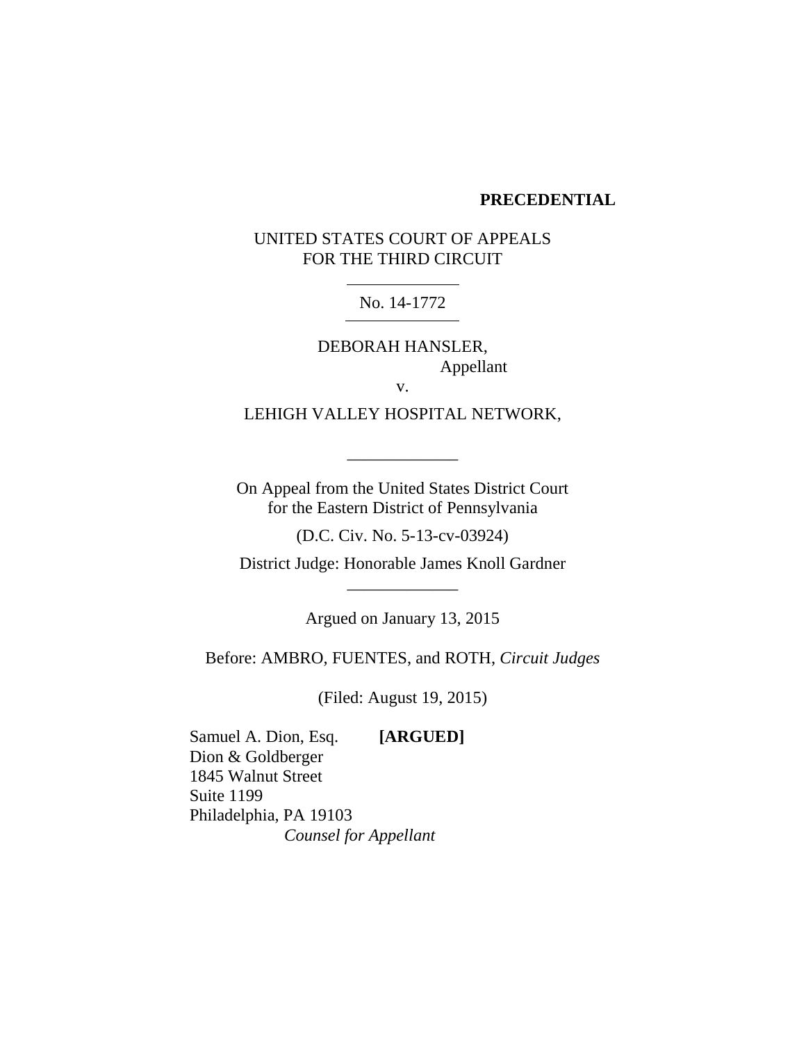**PRECEDENTIAL**

UNITED STATES COURT OF APPEALS
FOR THE THIRD CIRCUIT

---

No. 14-1772

---

DEBORAH HANSLER,
Appellant

v.

LEHIGH VALLEY HOSPITAL NETWORK,

---

On Appeal from the United States District Court
for the Eastern District of Pennsylvania

(D.C. Civ. No. 5-13-cv-03924)

District Judge: Honorable James Knoll Gardner

---

Argued on January 13, 2015

Before: AMBRO, FUENTES, and ROTH, *Circuit Judges*

(Filed: August 19, 2015)

Samuel A. Dion, Esq. **[ARGUED]**
Dion & Goldberger
1845 Walnut Street
Suite 1199
Philadelphia, PA 19103
*Counsel for Appellant*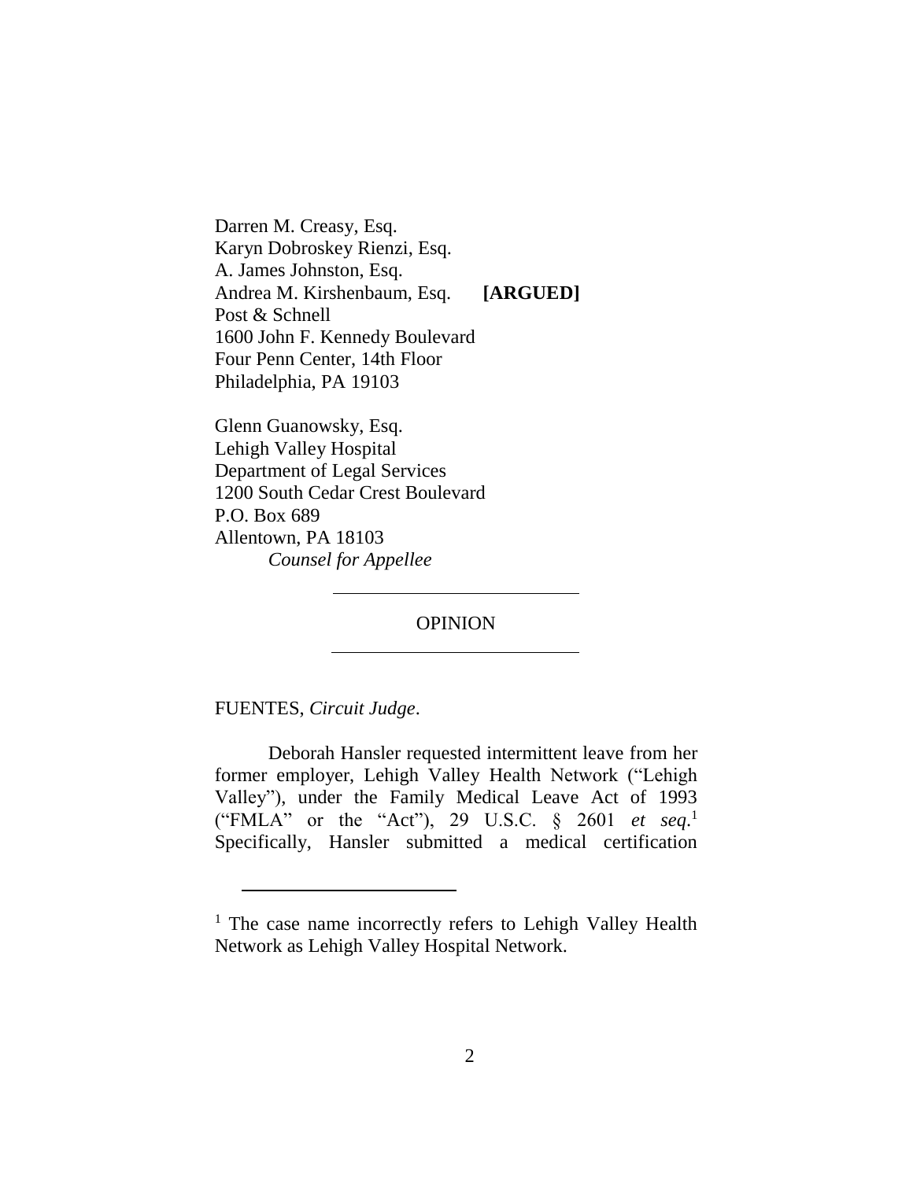Darren M. Creasy, Esq.
Karyn Dobroskey Rienzi, Esq.
A. James Johnston, Esq.
Andrea M. Kirshenbaum, Esq. **[ARGUED]**
Post & Schnell
1600 John F. Kennedy Boulevard
Four Penn Center, 14th Floor
Philadelphia, PA 19103

Glenn Guanowsky, Esq.
Lehigh Valley Hospital
Department of Legal Services
1200 South Cedar Crest Boulevard
P.O. Box 689
Allentown, PA 18103
*Counsel for Appellee*

---

OPINION

---

FUENTES, *Circuit Judge*.

Deborah Hansler requested intermittent leave from her former employer, Lehigh Valley Health Network ("Lehigh Valley"), under the Family Medical Leave Act of 1993 ("FMLA" or the "Act"), 29 U.S.C. § 2601 *et seq*.[1] Specifically, Hansler submitted a medical certification

---

[1] The case name incorrectly refers to Lehigh Valley Health Network as Lehigh Valley Hospital Network.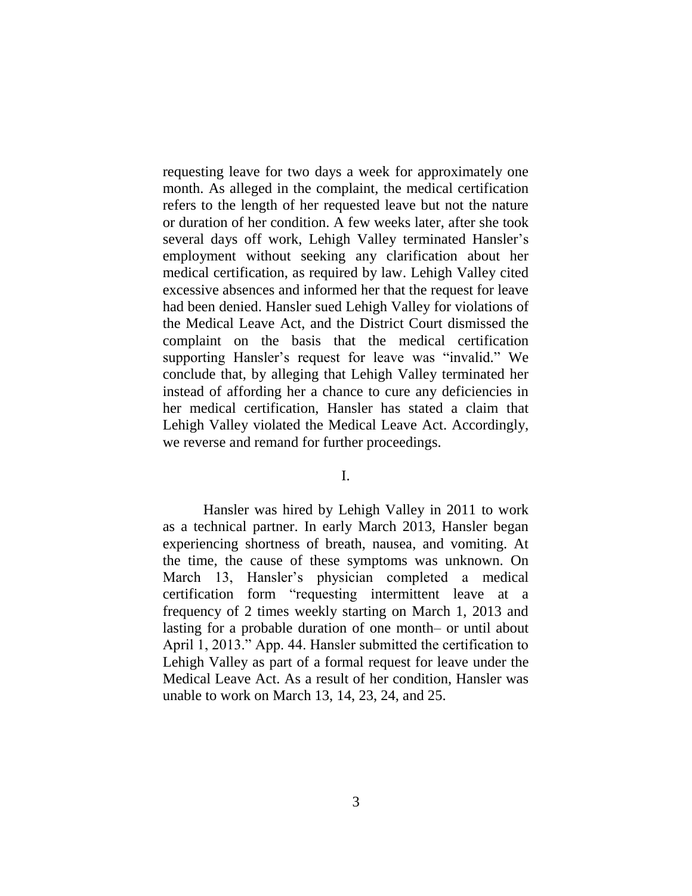requesting leave for two days a week for approximately one month. As alleged in the complaint, the medical certification refers to the length of her requested leave but not the nature or duration of her condition. A few weeks later, after she took several days off work, Lehigh Valley terminated Hansler's employment without seeking any clarification about her medical certification, as required by law. Lehigh Valley cited excessive absences and informed her that the request for leave had been denied. Hansler sued Lehigh Valley for violations of the Medical Leave Act, and the District Court dismissed the complaint on the basis that the medical certification supporting Hansler's request for leave was "invalid." We conclude that, by alleging that Lehigh Valley terminated her instead of affording her a chance to cure any deficiencies in her medical certification, Hansler has stated a claim that Lehigh Valley violated the Medical Leave Act. Accordingly, we reverse and remand for further proceedings.

## I.

Hansler was hired by Lehigh Valley in 2011 to work as a technical partner. In early March 2013, Hansler began experiencing shortness of breath, nausea, and vomiting. At the time, the cause of these symptoms was unknown. On March 13, Hansler's physician completed a medical certification form "requesting intermittent leave at a frequency of 2 times weekly starting on March 1, 2013 and lasting for a probable duration of one month– or until about April 1, 2013." App. 44. Hansler submitted the certification to Lehigh Valley as part of a formal request for leave under the Medical Leave Act. As a result of her condition, Hansler was unable to work on March 13, 14, 23, 24, and 25.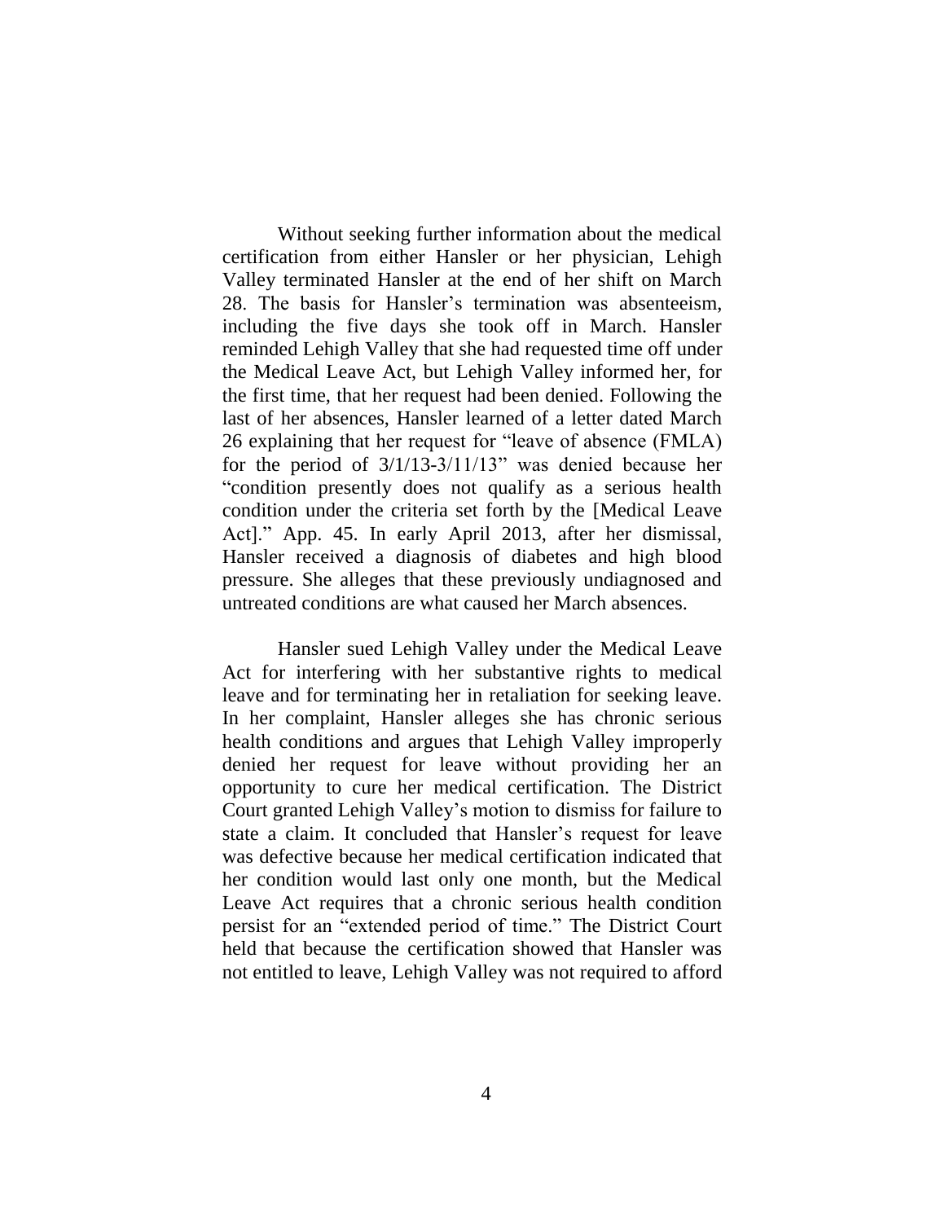Without seeking further information about the medical certification from either Hansler or her physician, Lehigh Valley terminated Hansler at the end of her shift on March 28. The basis for Hansler's termination was absenteeism, including the five days she took off in March. Hansler reminded Lehigh Valley that she had requested time off under the Medical Leave Act, but Lehigh Valley informed her, for the first time, that her request had been denied. Following the last of her absences, Hansler learned of a letter dated March 26 explaining that her request for "leave of absence (FMLA) for the period of 3/1/13-3/11/13" was denied because her "condition presently does not qualify as a serious health condition under the criteria set forth by the [Medical Leave Act]." App. 45. In early April 2013, after her dismissal, Hansler received a diagnosis of diabetes and high blood pressure. She alleges that these previously undiagnosed and untreated conditions are what caused her March absences.

Hansler sued Lehigh Valley under the Medical Leave Act for interfering with her substantive rights to medical leave and for terminating her in retaliation for seeking leave. In her complaint, Hansler alleges she has chronic serious health conditions and argues that Lehigh Valley improperly denied her request for leave without providing her an opportunity to cure her medical certification. The District Court granted Lehigh Valley's motion to dismiss for failure to state a claim. It concluded that Hansler's request for leave was defective because her medical certification indicated that her condition would last only one month, but the Medical Leave Act requires that a chronic serious health condition persist for an "extended period of time." The District Court held that because the certification showed that Hansler was not entitled to leave, Lehigh Valley was not required to afford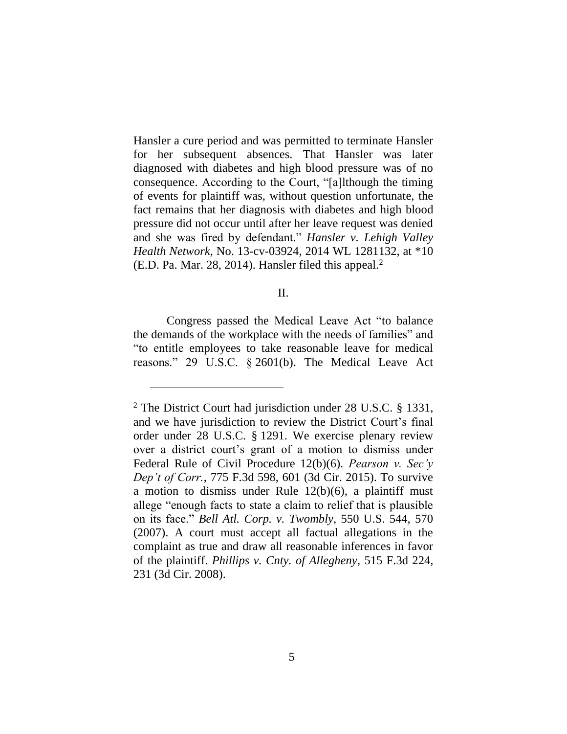Hansler a cure period and was permitted to terminate Hansler for her subsequent absences. That Hansler was later diagnosed with diabetes and high blood pressure was of no consequence. According to the Court, "[a]lthough the timing of events for plaintiff was, without question unfortunate, the fact remains that her diagnosis with diabetes and high blood pressure did not occur until after her leave request was denied and she was fired by defendant." *Hansler v. Lehigh Valley Health Network*, No. 13-cv-03924, 2014 WL 1281132, at *10 (E.D. Pa. Mar. 28, 2014). Hansler filed this appeal.[2]

II.

Congress passed the Medical Leave Act "to balance the demands of the workplace with the needs of families" and "to entitle employees to take reasonable leave for medical reasons." 29 U.S.C. § 2601(b). The Medical Leave Act

---

[2] The District Court had jurisdiction under 28 U.S.C. § 1331, and we have jurisdiction to review the District Court's final order under 28 U.S.C. § 1291. We exercise plenary review over a district court's grant of a motion to dismiss under Federal Rule of Civil Procedure 12(b)(6). *Pearson v. Sec'y Dep't of Corr.*, 775 F.3d 598, 601 (3d Cir. 2015). To survive a motion to dismiss under Rule 12(b)(6), a plaintiff must allege "enough facts to state a claim to relief that is plausible on its face." *Bell Atl. Corp. v. Twombly*, 550 U.S. 544, 570 (2007). A court must accept all factual allegations in the complaint as true and draw all reasonable inferences in favor of the plaintiff. *Phillips v. Cnty. of Allegheny*, 515 F.3d 224, 231 (3d Cir. 2008).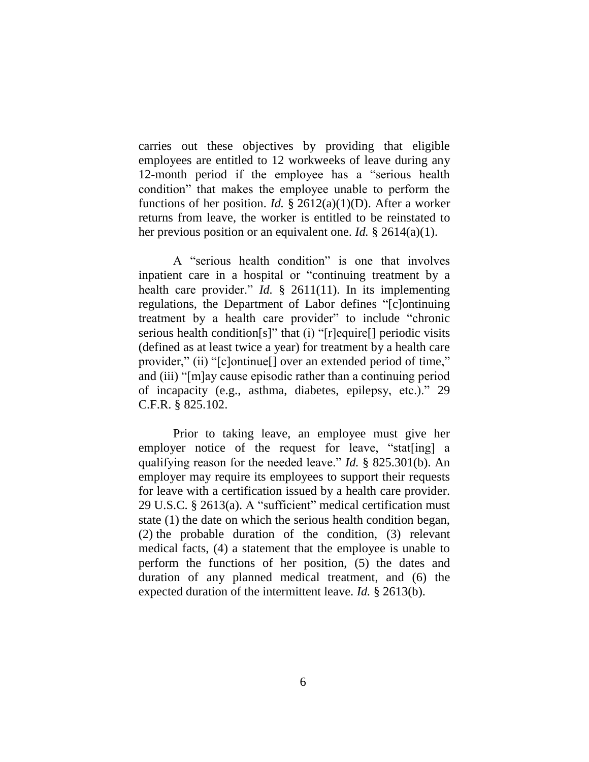carries out these objectives by providing that eligible employees are entitled to 12 workweeks of leave during any 12-month period if the employee has a "serious health condition" that makes the employee unable to perform the functions of her position. *Id.* § 2612(a)(1)(D). After a worker returns from leave, the worker is entitled to be reinstated to her previous position or an equivalent one. *Id.* § 2614(a)(1).

A "serious health condition" is one that involves inpatient care in a hospital or "continuing treatment by a health care provider." *Id.* § 2611(11). In its implementing regulations, the Department of Labor defines "[c]ontinuing treatment by a health care provider" to include "chronic serious health condition[s]" that (i) "[r]equire[] periodic visits (defined as at least twice a year) for treatment by a health care provider," (ii) "[c]ontinue[] over an extended period of time," and (iii) "[m]ay cause episodic rather than a continuing period of incapacity (e.g., asthma, diabetes, epilepsy, etc.)." 29 C.F.R. § 825.102.

Prior to taking leave, an employee must give her employer notice of the request for leave, "stat[ing] a qualifying reason for the needed leave." *Id.* § 825.301(b). An employer may require its employees to support their requests for leave with a certification issued by a health care provider. 29 U.S.C. § 2613(a). A "sufficient" medical certification must state (1) the date on which the serious health condition began, (2) the probable duration of the condition, (3) relevant medical facts, (4) a statement that the employee is unable to perform the functions of her position, (5) the dates and duration of any planned medical treatment, and (6) the expected duration of the intermittent leave. *Id.* § 2613(b).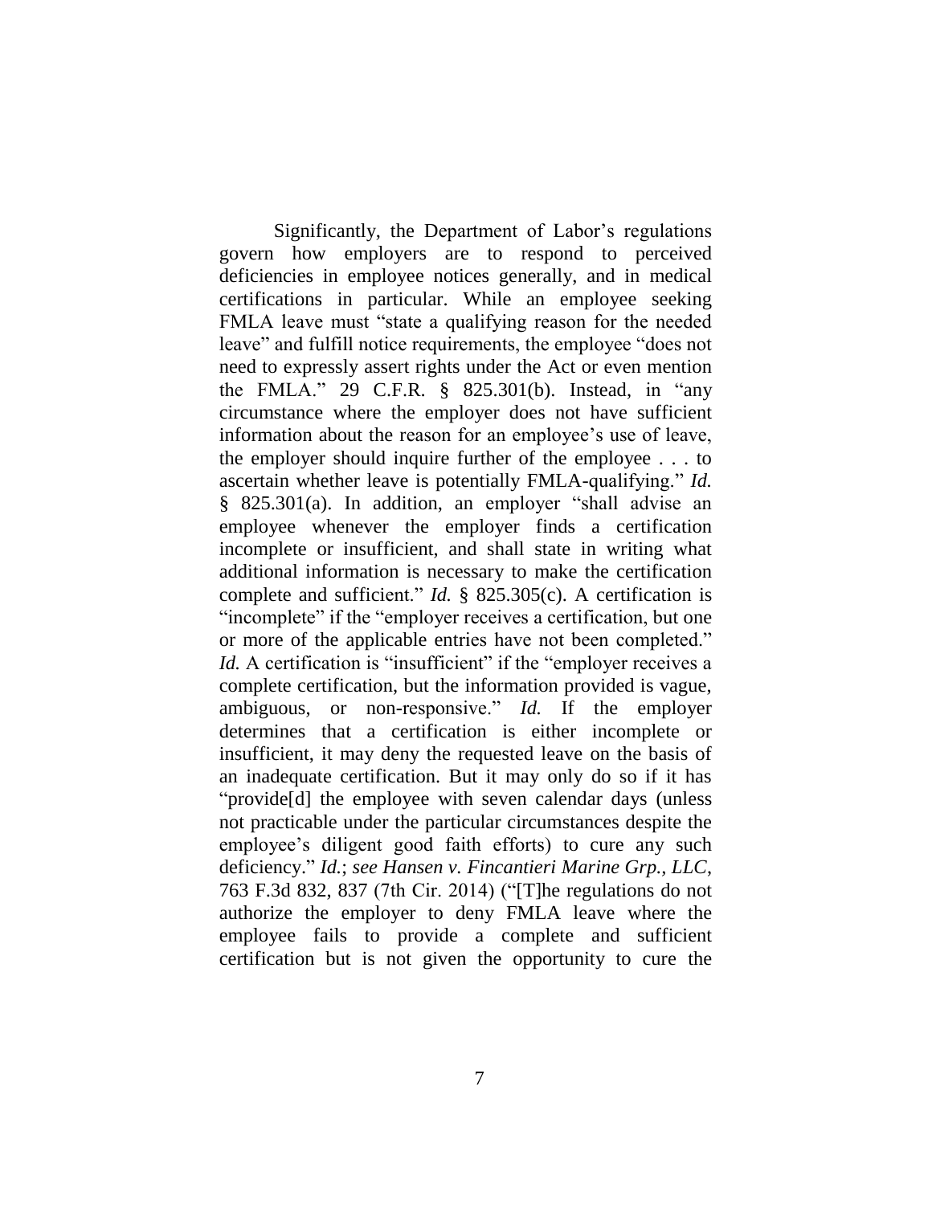Significantly, the Department of Labor's regulations govern how employers are to respond to perceived deficiencies in employee notices generally, and in medical certifications in particular. While an employee seeking FMLA leave must "state a qualifying reason for the needed leave" and fulfill notice requirements, the employee "does not need to expressly assert rights under the Act or even mention the FMLA." 29 C.F.R. § 825.301(b). Instead, in "any circumstance where the employer does not have sufficient information about the reason for an employee's use of leave, the employer should inquire further of the employee . . . to ascertain whether leave is potentially FMLA-qualifying." *Id.* § 825.301(a). In addition, an employer "shall advise an employee whenever the employer finds a certification incomplete or insufficient, and shall state in writing what additional information is necessary to make the certification complete and sufficient." *Id.* § 825.305(c). A certification is "incomplete" if the "employer receives a certification, but one or more of the applicable entries have not been completed." *Id.* A certification is "insufficient" if the "employer receives a complete certification, but the information provided is vague, ambiguous, or non-responsive." *Id.* If the employer determines that a certification is either incomplete or insufficient, it may deny the requested leave on the basis of an inadequate certification. But it may only do so if it has "provide[d] the employee with seven calendar days (unless not practicable under the particular circumstances despite the employee's diligent good faith efforts) to cure any such deficiency." *Id.*; *see Hansen v. Fincantieri Marine Grp., LLC*, 763 F.3d 832, 837 (7th Cir. 2014) ("[T]he regulations do not authorize the employer to deny FMLA leave where the employee fails to provide a complete and sufficient certification but is not given the opportunity to cure the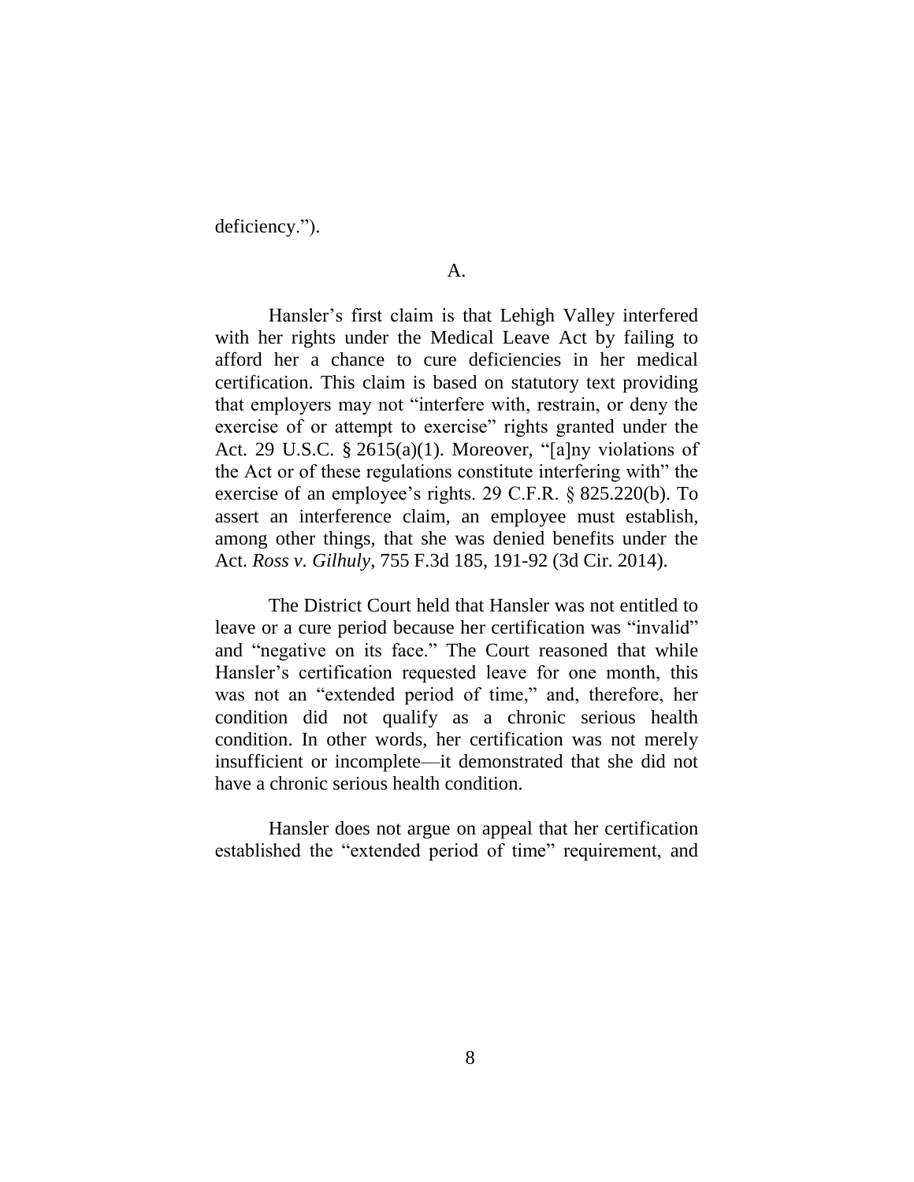deficiency.").

A.

Hansler's first claim is that Lehigh Valley interfered with her rights under the Medical Leave Act by failing to afford her a chance to cure deficiencies in her medical certification. This claim is based on statutory text providing that employers may not "interfere with, restrain, or deny the exercise of or attempt to exercise" rights granted under the Act. 29 U.S.C. § 2615(a)(1). Moreover, "[a]ny violations of the Act or of these regulations constitute interfering with" the exercise of an employee's rights. 29 C.F.R. § 825.220(b). To assert an interference claim, an employee must establish, among other things, that she was denied benefits under the Act. *Ross v. Gilhuly*, 755 F.3d 185, 191-92 (3d Cir. 2014).

The District Court held that Hansler was not entitled to leave or a cure period because her certification was "invalid" and "negative on its face." The Court reasoned that while Hansler's certification requested leave for one month, this was not an "extended period of time," and, therefore, her condition did not qualify as a chronic serious health condition. In other words, her certification was not merely insufficient or incomplete—it demonstrated that she did not have a chronic serious health condition.

Hansler does not argue on appeal that her certification established the "extended period of time" requirement, and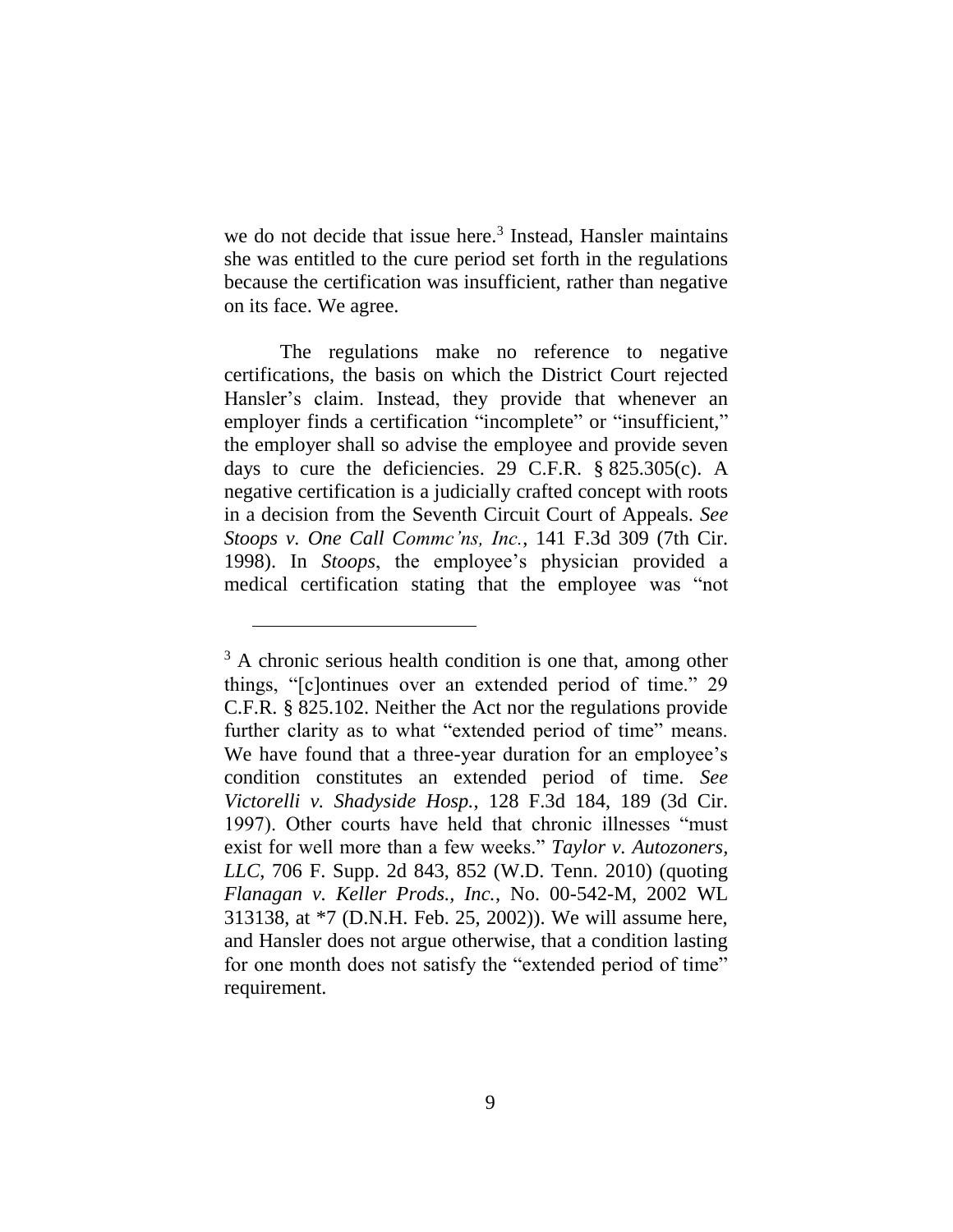we do not decide that issue here.[3] Instead, Hansler maintains she was entitled to the cure period set forth in the regulations because the certification was insufficient, rather than negative on its face. We agree.

The regulations make no reference to negative certifications, the basis on which the District Court rejected Hansler's claim. Instead, they provide that whenever an employer finds a certification "incomplete" or "insufficient," the employer shall so advise the employee and provide seven days to cure the deficiencies. 29 C.F.R. § 825.305(c). A negative certification is a judicially crafted concept with roots in a decision from the Seventh Circuit Court of Appeals. *See Stoops v. One Call Commc'ns, Inc.*, 141 F.3d 309 (7th Cir. 1998). In *Stoops*, the employee's physician provided a medical certification stating that the employee was "not

---

[3] A chronic serious health condition is one that, among other things, "[c]ontinues over an extended period of time." 29 C.F.R. § 825.102. Neither the Act nor the regulations provide further clarity as to what "extended period of time" means. We have found that a three-year duration for an employee's condition constitutes an extended period of time. *See Victorelli v. Shadyside Hosp.*, 128 F.3d 184, 189 (3d Cir. 1997). Other courts have held that chronic illnesses "must exist for well more than a few weeks." *Taylor v. Autozoners, LLC*, 706 F. Supp. 2d 843, 852 (W.D. Tenn. 2010) (quoting *Flanagan v. Keller Prods., Inc.*, No. 00-542-M, 2002 WL 313138, at *7 (D.N.H. Feb. 25, 2002)). We will assume here, and Hansler does not argue otherwise, that a condition lasting for one month does not satisfy the "extended period of time" requirement.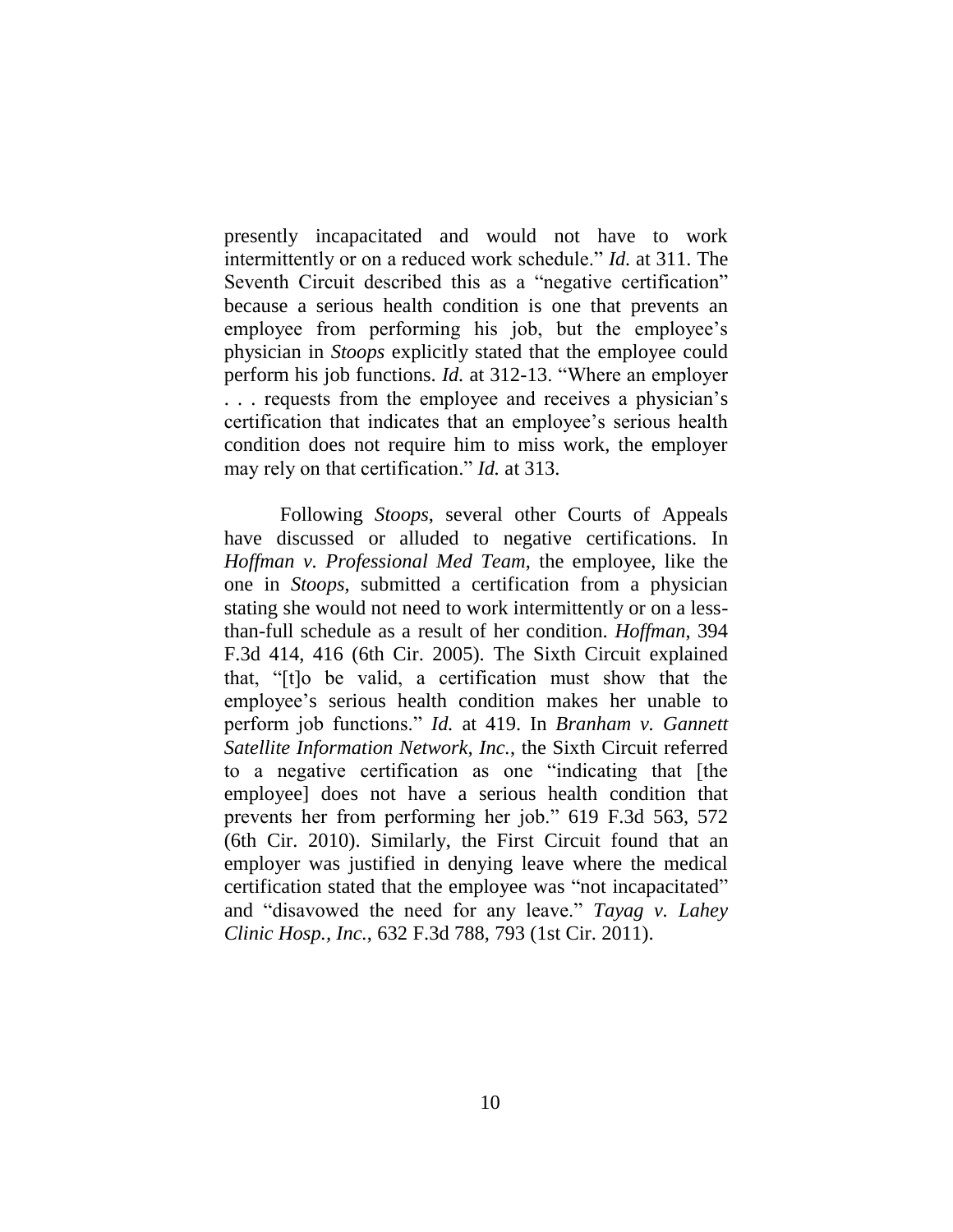presently incapacitated and would not have to work intermittently or on a reduced work schedule." *Id.* at 311. The Seventh Circuit described this as a "negative certification" because a serious health condition is one that prevents an employee from performing his job, but the employee's physician in *Stoops* explicitly stated that the employee could perform his job functions. *Id.* at 312-13. "Where an employer . . . requests from the employee and receives a physician's certification that indicates that an employee's serious health condition does not require him to miss work, the employer may rely on that certification." *Id.* at 313.

Following *Stoops*, several other Courts of Appeals have discussed or alluded to negative certifications. In *Hoffman v. Professional Med Team*, the employee, like the one in *Stoops*, submitted a certification from a physician stating she would not need to work intermittently or on a less-than-full schedule as a result of her condition. *Hoffman*, 394 F.3d 414, 416 (6th Cir. 2005). The Sixth Circuit explained that, "[t]o be valid, a certification must show that the employee's serious health condition makes her unable to perform job functions." *Id.* at 419. In *Branham v. Gannett Satellite Information Network, Inc.*, the Sixth Circuit referred to a negative certification as one "indicating that [the employee] does not have a serious health condition that prevents her from performing her job." 619 F.3d 563, 572 (6th Cir. 2010). Similarly, the First Circuit found that an employer was justified in denying leave where the medical certification stated that the employee was "not incapacitated" and "disavowed the need for any leave." *Tayag v. Lahey Clinic Hosp., Inc.*, 632 F.3d 788, 793 (1st Cir. 2011).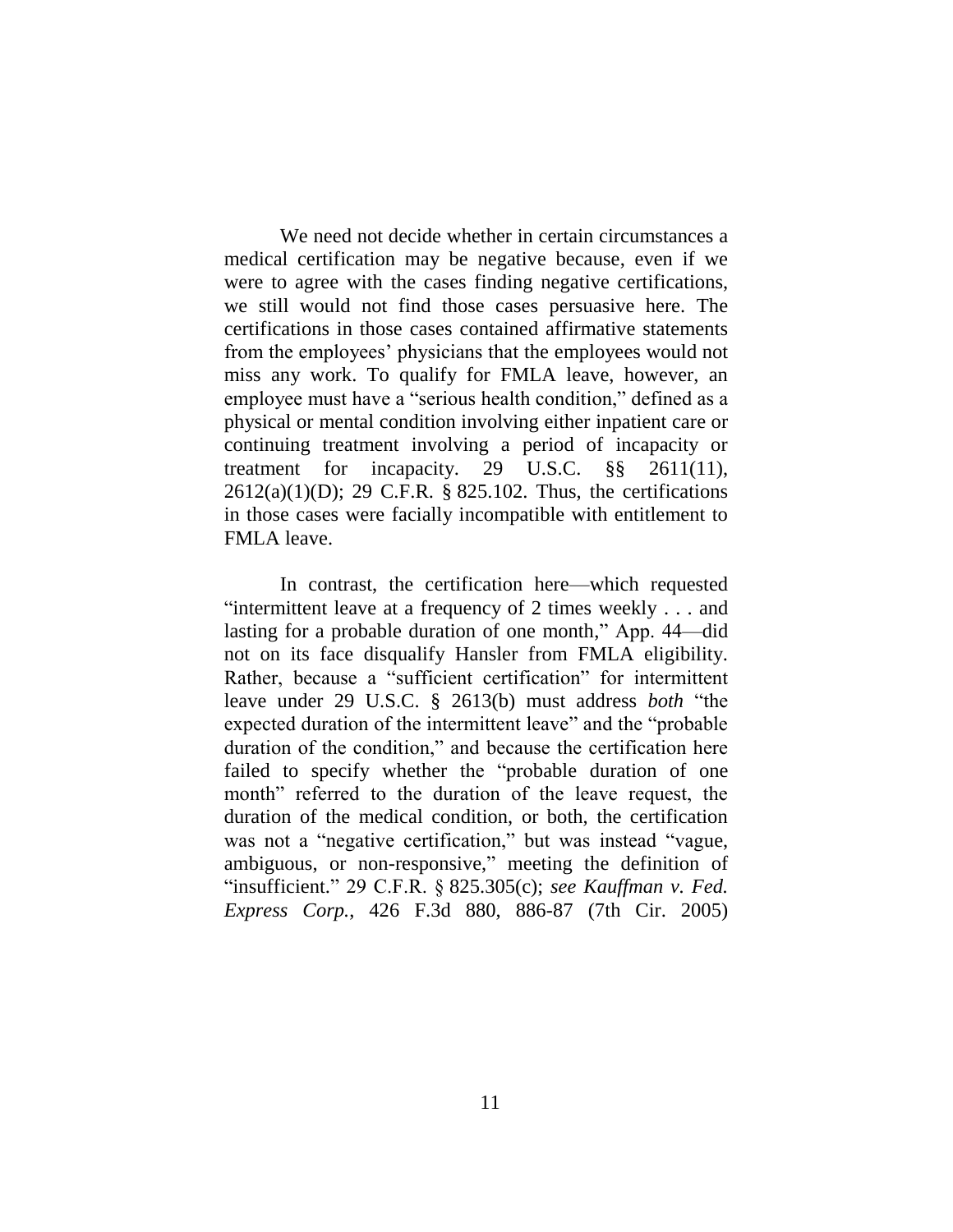We need not decide whether in certain circumstances a medical certification may be negative because, even if we were to agree with the cases finding negative certifications, we still would not find those cases persuasive here. The certifications in those cases contained affirmative statements from the employees' physicians that the employees would not miss any work. To qualify for FMLA leave, however, an employee must have a "serious health condition," defined as a physical or mental condition involving either inpatient care or continuing treatment involving a period of incapacity or treatment for incapacity. 29 U.S.C. §§ 2611(11), 2612(a)(1)(D); 29 C.F.R. § 825.102. Thus, the certifications in those cases were facially incompatible with entitlement to FMLA leave.

In contrast, the certification here—which requested "intermittent leave at a frequency of 2 times weekly . . . and lasting for a probable duration of one month," App. 44—did not on its face disqualify Hansler from FMLA eligibility. Rather, because a "sufficient certification" for intermittent leave under 29 U.S.C. § 2613(b) must address *both* "the expected duration of the intermittent leave" and the "probable duration of the condition," and because the certification here failed to specify whether the "probable duration of one month" referred to the duration of the leave request, the duration of the medical condition, or both, the certification was not a "negative certification," but was instead "vague, ambiguous, or non-responsive," meeting the definition of "insufficient." 29 C.F.R. § 825.305(c); *see Kauffman v. Fed. Express Corp.*, 426 F.3d 880, 886-87 (7th Cir. 2005)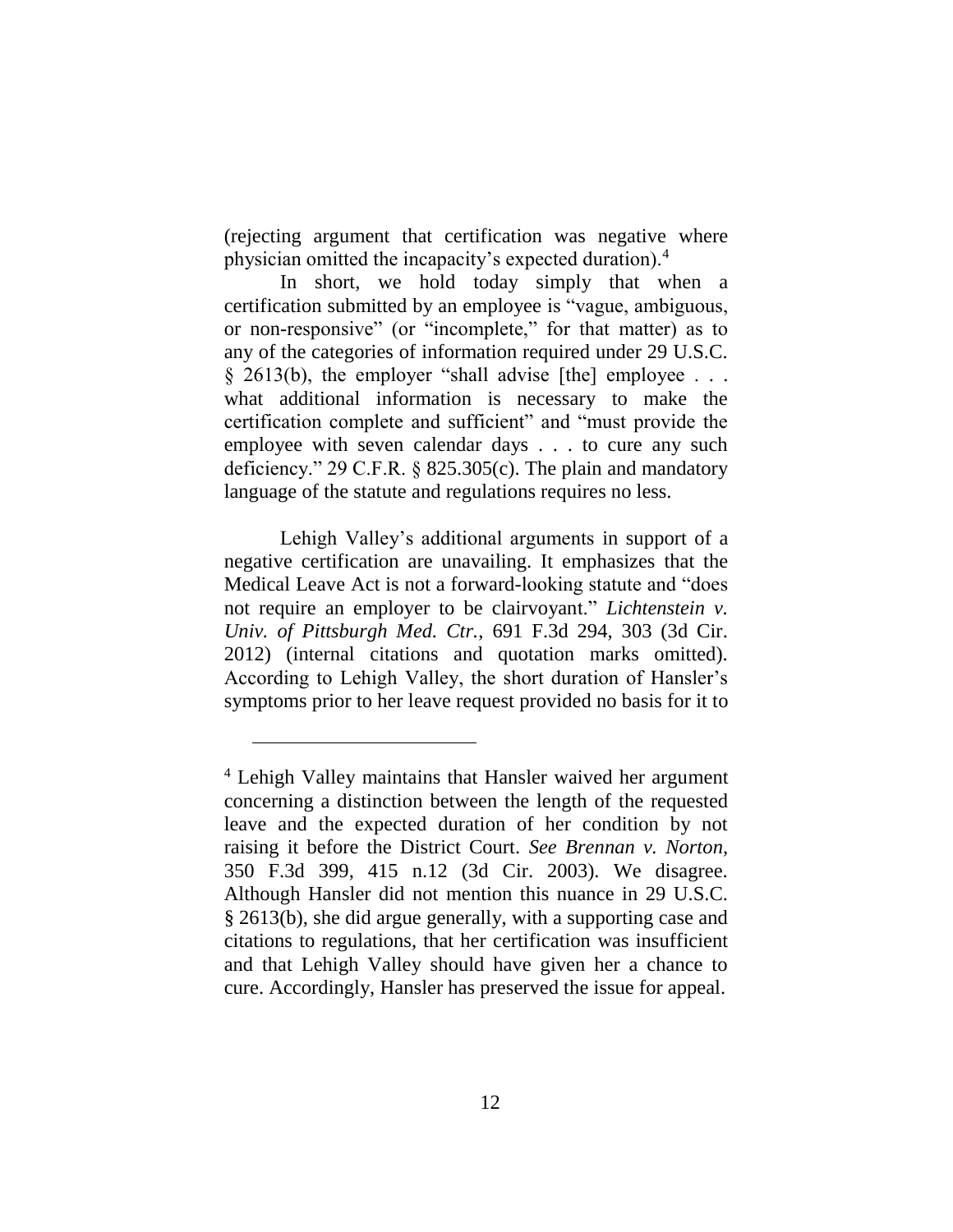(rejecting argument that certification was negative where physician omitted the incapacity's expected duration).[4]

In short, we hold today simply that when a certification submitted by an employee is "vague, ambiguous, or non-responsive" (or "incomplete," for that matter) as to any of the categories of information required under 29 U.S.C. § 2613(b), the employer "shall advise [the] employee . . . what additional information is necessary to make the certification complete and sufficient" and "must provide the employee with seven calendar days . . . to cure any such deficiency." 29 C.F.R. § 825.305(c). The plain and mandatory language of the statute and regulations requires no less.

Lehigh Valley's additional arguments in support of a negative certification are unavailing. It emphasizes that the Medical Leave Act is not a forward-looking statute and "does not require an employer to be clairvoyant." *Lichtenstein v. Univ. of Pittsburgh Med. Ctr.*, 691 F.3d 294, 303 (3d Cir. 2012) (internal citations and quotation marks omitted). According to Lehigh Valley, the short duration of Hansler's symptoms prior to her leave request provided no basis for it to

---

[4] Lehigh Valley maintains that Hansler waived her argument concerning a distinction between the length of the requested leave and the expected duration of her condition by not raising it before the District Court. *See Brennan v. Norton*, 350 F.3d 399, 415 n.12 (3d Cir. 2003). We disagree. Although Hansler did not mention this nuance in 29 U.S.C. § 2613(b), she did argue generally, with a supporting case and citations to regulations, that her certification was insufficient and that Lehigh Valley should have given her a chance to cure. Accordingly, Hansler has preserved the issue for appeal.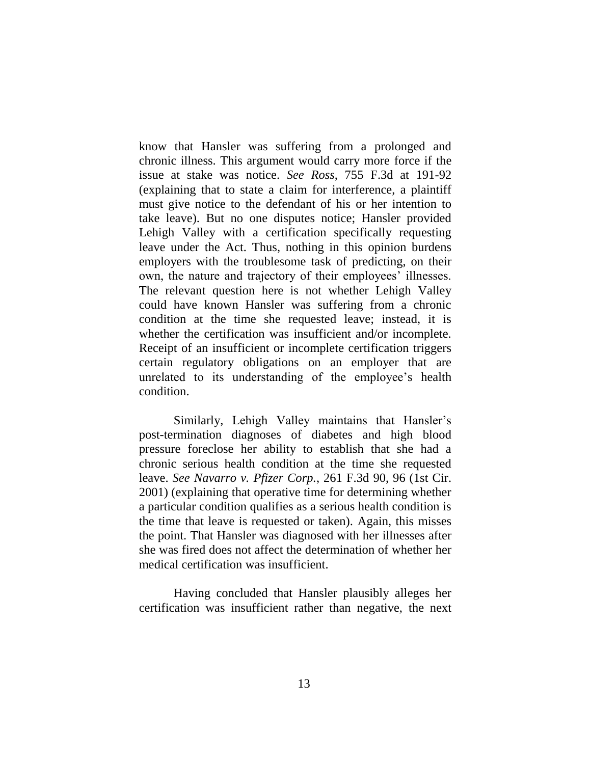know that Hansler was suffering from a prolonged and chronic illness. This argument would carry more force if the issue at stake was notice. *See Ross*, 755 F.3d at 191-92 (explaining that to state a claim for interference, a plaintiff must give notice to the defendant of his or her intention to take leave). But no one disputes notice; Hansler provided Lehigh Valley with a certification specifically requesting leave under the Act. Thus, nothing in this opinion burdens employers with the troublesome task of predicting, on their own, the nature and trajectory of their employees' illnesses. The relevant question here is not whether Lehigh Valley could have known Hansler was suffering from a chronic condition at the time she requested leave; instead, it is whether the certification was insufficient and/or incomplete. Receipt of an insufficient or incomplete certification triggers certain regulatory obligations on an employer that are unrelated to its understanding of the employee's health condition.

Similarly, Lehigh Valley maintains that Hansler's post-termination diagnoses of diabetes and high blood pressure foreclose her ability to establish that she had a chronic serious health condition at the time she requested leave. *See Navarro v. Pfizer Corp.*, 261 F.3d 90, 96 (1st Cir. 2001) (explaining that operative time for determining whether a particular condition qualifies as a serious health condition is the time that leave is requested or taken). Again, this misses the point. That Hansler was diagnosed with her illnesses after she was fired does not affect the determination of whether her medical certification was insufficient.

Having concluded that Hansler plausibly alleges her certification was insufficient rather than negative, the next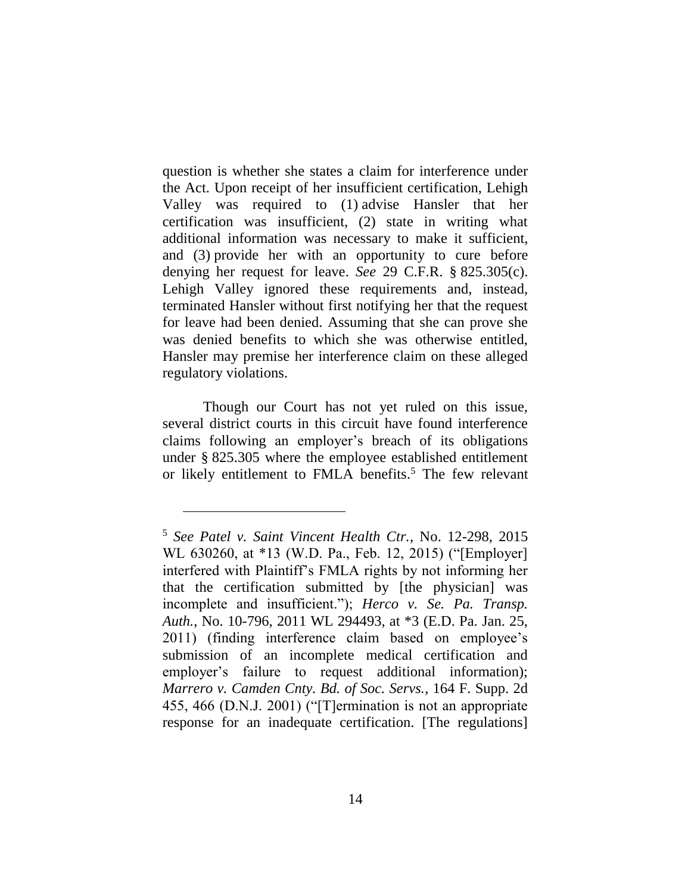question is whether she states a claim for interference under the Act. Upon receipt of her insufficient certification, Lehigh Valley was required to (1) advise Hansler that her certification was insufficient, (2) state in writing what additional information was necessary to make it sufficient, and (3) provide her with an opportunity to cure before denying her request for leave. *See* 29 C.F.R. § 825.305(c). Lehigh Valley ignored these requirements and, instead, terminated Hansler without first notifying her that the request for leave had been denied. Assuming that she can prove she was denied benefits to which she was otherwise entitled, Hansler may premise her interference claim on these alleged regulatory violations.

Though our Court has not yet ruled on this issue, several district courts in this circuit have found interference claims following an employer's breach of its obligations under § 825.305 where the employee established entitlement or likely entitlement to FMLA benefits.[5] The few relevant

---

[5] *See Patel v. Saint Vincent Health Ctr.*, No. 12-298, 2015 WL 630260, at *13 (W.D. Pa., Feb. 12, 2015) ("[Employer] interfered with Plaintiff's FMLA rights by not informing her that the certification submitted by [the physician] was incomplete and insufficient."); *Herco v. Se. Pa. Transp. Auth.*, No. 10-796, 2011 WL 294493, at *3 (E.D. Pa. Jan. 25, 2011) (finding interference claim based on employee's submission of an incomplete medical certification and employer's failure to request additional information); *Marrero v. Camden Cnty. Bd. of Soc. Servs.*, 164 F. Supp. 2d 455, 466 (D.N.J. 2001) ("[T]ermination is not an appropriate response for an inadequate certification. [The regulations]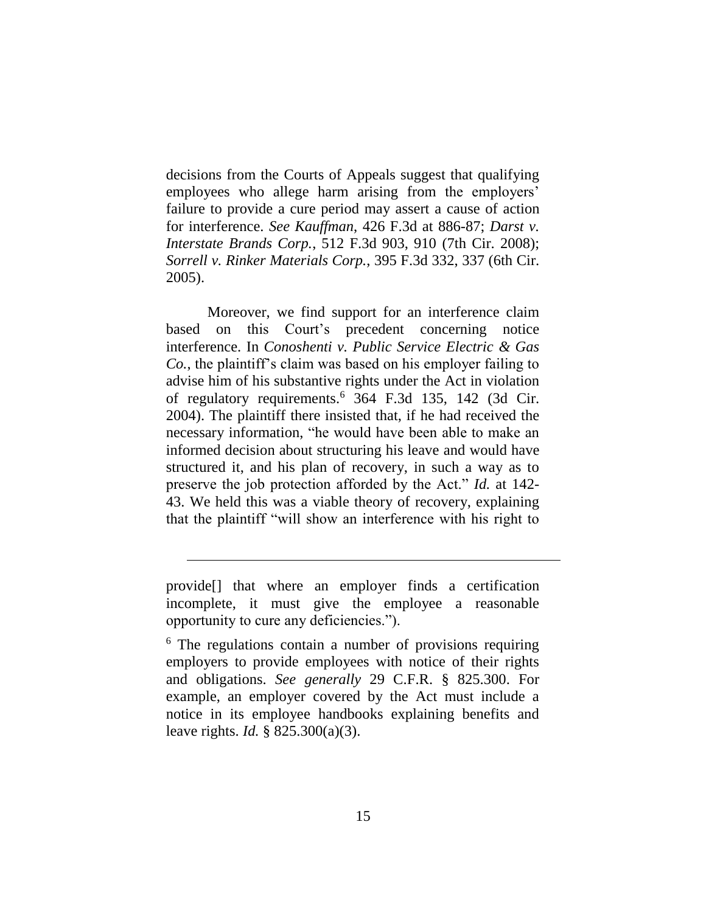decisions from the Courts of Appeals suggest that qualifying employees who allege harm arising from the employers' failure to provide a cure period may assert a cause of action for interference. *See Kauffman*, 426 F.3d at 886-87; *Darst v. Interstate Brands Corp.*, 512 F.3d 903, 910 (7th Cir. 2008); *Sorrell v. Rinker Materials Corp.*, 395 F.3d 332, 337 (6th Cir. 2005).

Moreover, we find support for an interference claim based on this Court's precedent concerning notice interference. In *Conoshenti v. Public Service Electric & Gas Co.*, the plaintiff's claim was based on his employer failing to advise him of his substantive rights under the Act in violation of regulatory requirements.[6] 364 F.3d 135, 142 (3d Cir. 2004). The plaintiff there insisted that, if he had received the necessary information, "he would have been able to make an informed decision about structuring his leave and would have structured it, and his plan of recovery, in such a way as to preserve the job protection afforded by the Act." *Id.* at 142-43. We held this was a viable theory of recovery, explaining that the plaintiff "will show an interference with his right to

---

provide[] that where an employer finds a certification incomplete, it must give the employee a reasonable opportunity to cure any deficiencies.").

[6] The regulations contain a number of provisions requiring employers to provide employees with notice of their rights and obligations. *See generally* 29 C.F.R. § 825.300. For example, an employer covered by the Act must include a notice in its employee handbooks explaining benefits and leave rights. *Id.* § 825.300(a)(3).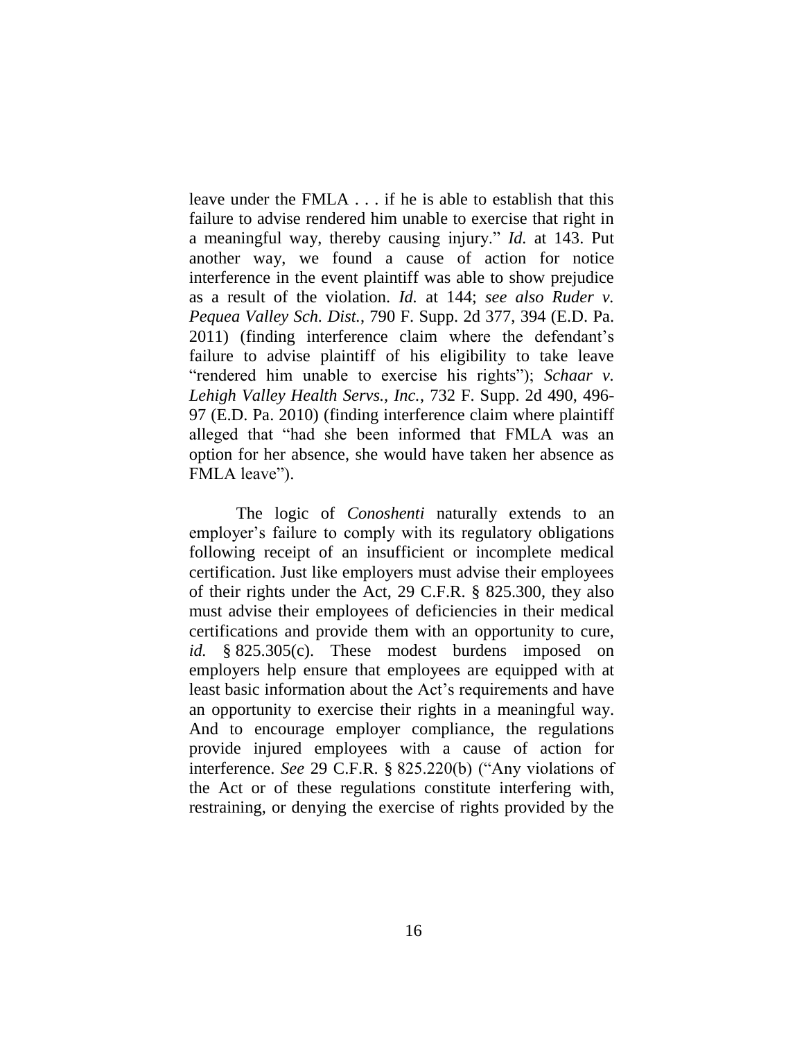leave under the FMLA . . . if he is able to establish that this failure to advise rendered him unable to exercise that right in a meaningful way, thereby causing injury." *Id.* at 143. Put another way, we found a cause of action for notice interference in the event plaintiff was able to show prejudice as a result of the violation. *Id.* at 144; *see also Ruder v. Pequea Valley Sch. Dist.*, 790 F. Supp. 2d 377, 394 (E.D. Pa. 2011) (finding interference claim where the defendant's failure to advise plaintiff of his eligibility to take leave "rendered him unable to exercise his rights"); *Schaar v. Lehigh Valley Health Servs., Inc.*, 732 F. Supp. 2d 490, 496-97 (E.D. Pa. 2010) (finding interference claim where plaintiff alleged that "had she been informed that FMLA was an option for her absence, she would have taken her absence as FMLA leave").

The logic of *Conoshenti* naturally extends to an employer's failure to comply with its regulatory obligations following receipt of an insufficient or incomplete medical certification. Just like employers must advise their employees of their rights under the Act, 29 C.F.R. § 825.300, they also must advise their employees of deficiencies in their medical certifications and provide them with an opportunity to cure, *id.* § 825.305(c). These modest burdens imposed on employers help ensure that employees are equipped with at least basic information about the Act's requirements and have an opportunity to exercise their rights in a meaningful way. And to encourage employer compliance, the regulations provide injured employees with a cause of action for interference. *See* 29 C.F.R. § 825.220(b) ("Any violations of the Act or of these regulations constitute interfering with, restraining, or denying the exercise of rights provided by the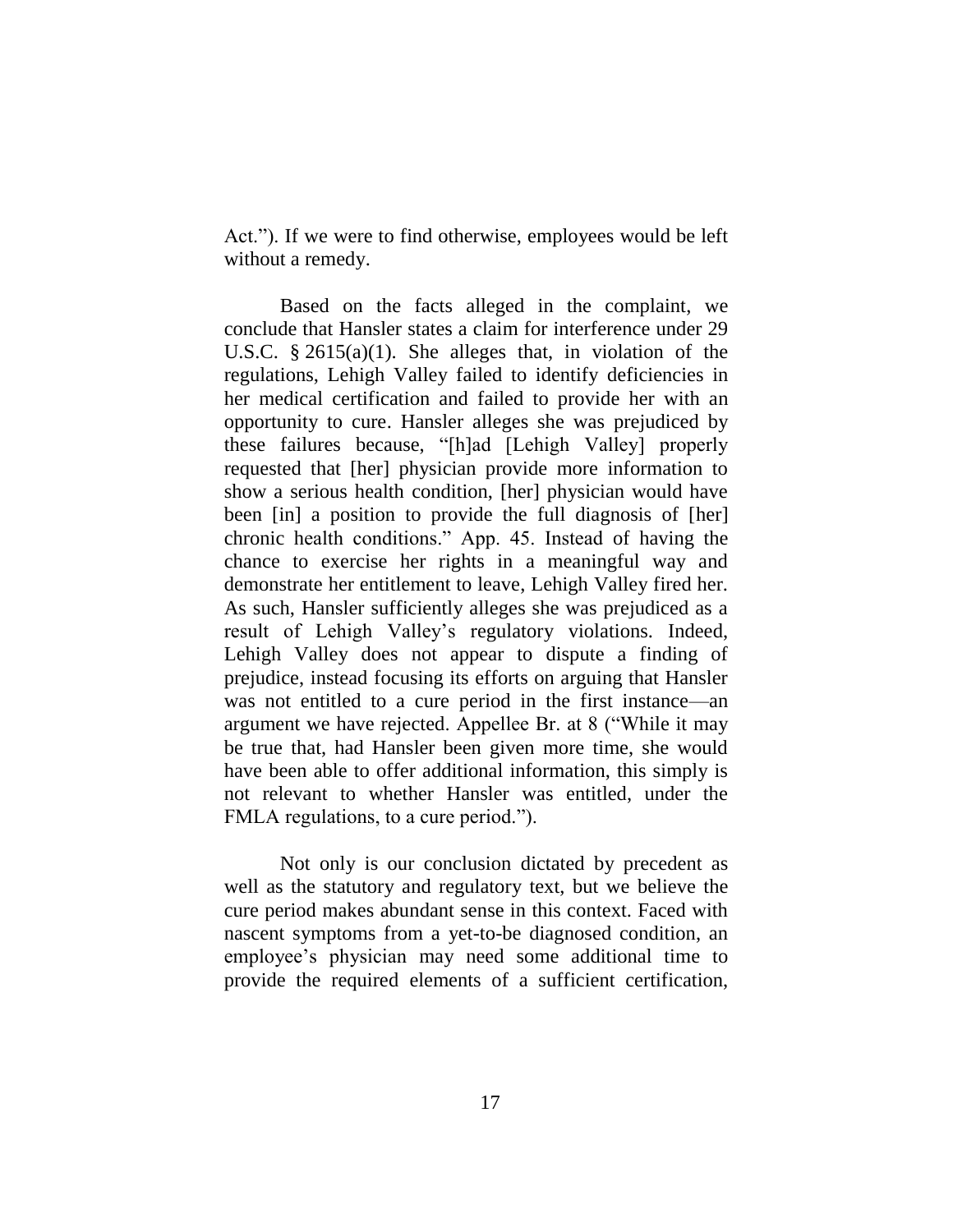Act."). If we were to find otherwise, employees would be left without a remedy.

Based on the facts alleged in the complaint, we conclude that Hansler states a claim for interference under 29 U.S.C. § 2615(a)(1). She alleges that, in violation of the regulations, Lehigh Valley failed to identify deficiencies in her medical certification and failed to provide her with an opportunity to cure. Hansler alleges she was prejudiced by these failures because, "[h]ad [Lehigh Valley] properly requested that [her] physician provide more information to show a serious health condition, [her] physician would have been [in] a position to provide the full diagnosis of [her] chronic health conditions." App. 45. Instead of having the chance to exercise her rights in a meaningful way and demonstrate her entitlement to leave, Lehigh Valley fired her. As such, Hansler sufficiently alleges she was prejudiced as a result of Lehigh Valley's regulatory violations. Indeed, Lehigh Valley does not appear to dispute a finding of prejudice, instead focusing its efforts on arguing that Hansler was not entitled to a cure period in the first instance—an argument we have rejected. Appellee Br. at 8 ("While it may be true that, had Hansler been given more time, she would have been able to offer additional information, this simply is not relevant to whether Hansler was entitled, under the FMLA regulations, to a cure period.").

Not only is our conclusion dictated by precedent as well as the statutory and regulatory text, but we believe the cure period makes abundant sense in this context. Faced with nascent symptoms from a yet-to-be diagnosed condition, an employee's physician may need some additional time to provide the required elements of a sufficient certification,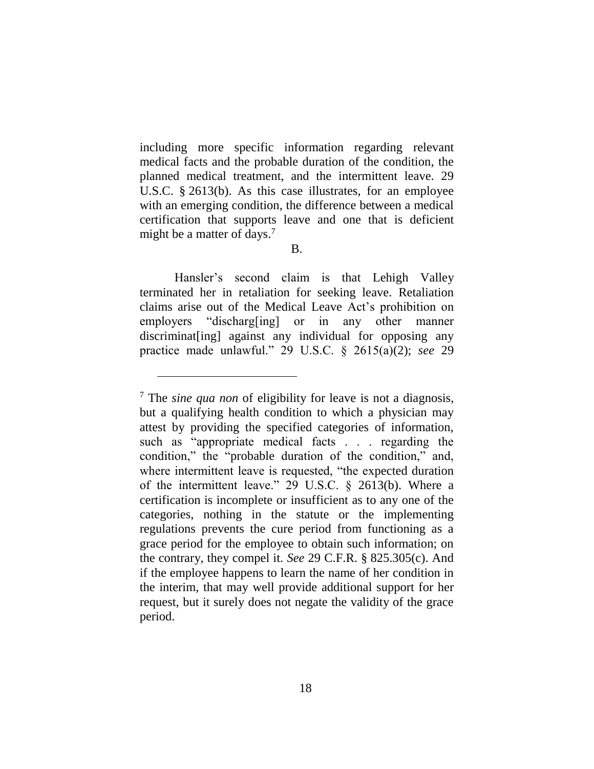including more specific information regarding relevant medical facts and the probable duration of the condition, the planned medical treatment, and the intermittent leave. 29 U.S.C. § 2613(b). As this case illustrates, for an employee with an emerging condition, the difference between a medical certification that supports leave and one that is deficient might be a matter of days.[7]

B.

Hansler's second claim is that Lehigh Valley terminated her in retaliation for seeking leave. Retaliation claims arise out of the Medical Leave Act's prohibition on employers "discharg[ing] or in any other manner discriminat[ing] against any individual for opposing any practice made unlawful." 29 U.S.C. § 2615(a)(2); *see* 29

---

[7] The *sine qua non* of eligibility for leave is not a diagnosis, but a qualifying health condition to which a physician may attest by providing the specified categories of information, such as "appropriate medical facts . . . regarding the condition," the "probable duration of the condition," and, where intermittent leave is requested, "the expected duration of the intermittent leave." 29 U.S.C. § 2613(b). Where a certification is incomplete or insufficient as to any one of the categories, nothing in the statute or the implementing regulations prevents the cure period from functioning as a grace period for the employee to obtain such information; on the contrary, they compel it. *See* 29 C.F.R. § 825.305(c). And if the employee happens to learn the name of her condition in the interim, that may well provide additional support for her request, but it surely does not negate the validity of the grace period.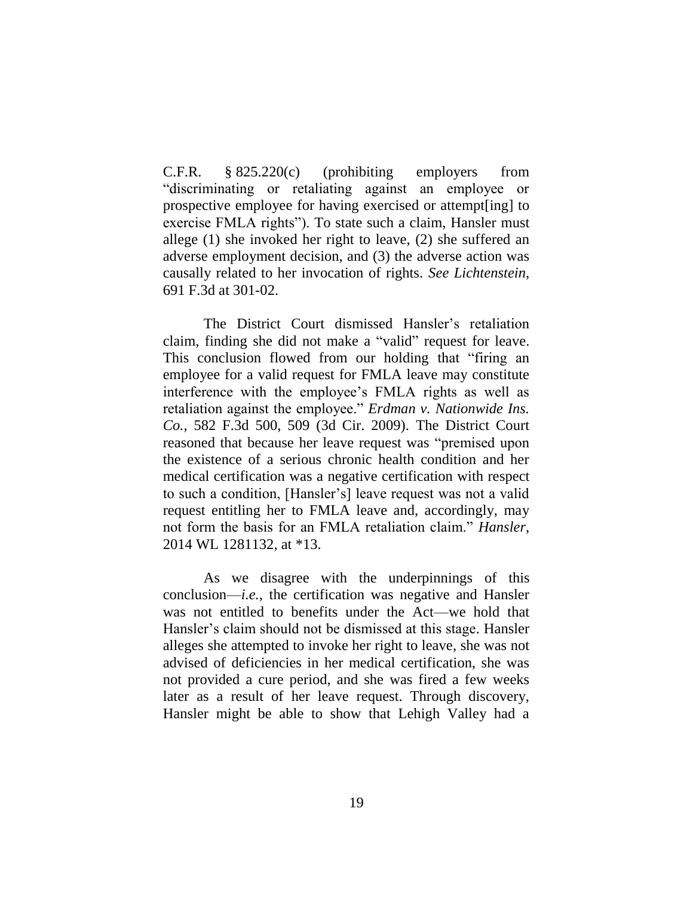C.F.R. § 825.220(c) (prohibiting employers from "discriminating or retaliating against an employee or prospective employee for having exercised or attempt[ing] to exercise FMLA rights"). To state such a claim, Hansler must allege (1) she invoked her right to leave, (2) she suffered an adverse employment decision, and (3) the adverse action was causally related to her invocation of rights. *See Lichtenstein*, 691 F.3d at 301-02.

The District Court dismissed Hansler's retaliation claim, finding she did not make a "valid" request for leave. This conclusion flowed from our holding that "firing an employee for a valid request for FMLA leave may constitute interference with the employee's FMLA rights as well as retaliation against the employee." *Erdman v. Nationwide Ins. Co.*, 582 F.3d 500, 509 (3d Cir. 2009). The District Court reasoned that because her leave request was "premised upon the existence of a serious chronic health condition and her medical certification was a negative certification with respect to such a condition, [Hansler's] leave request was not a valid request entitling her to FMLA leave and, accordingly, may not form the basis for an FMLA retaliation claim." *Hansler*, 2014 WL 1281132, at *13.

As we disagree with the underpinnings of this conclusion—*i.e.*, the certification was negative and Hansler was not entitled to benefits under the Act—we hold that Hansler's claim should not be dismissed at this stage. Hansler alleges she attempted to invoke her right to leave, she was not advised of deficiencies in her medical certification, she was not provided a cure period, and she was fired a few weeks later as a result of her leave request. Through discovery, Hansler might be able to show that Lehigh Valley had a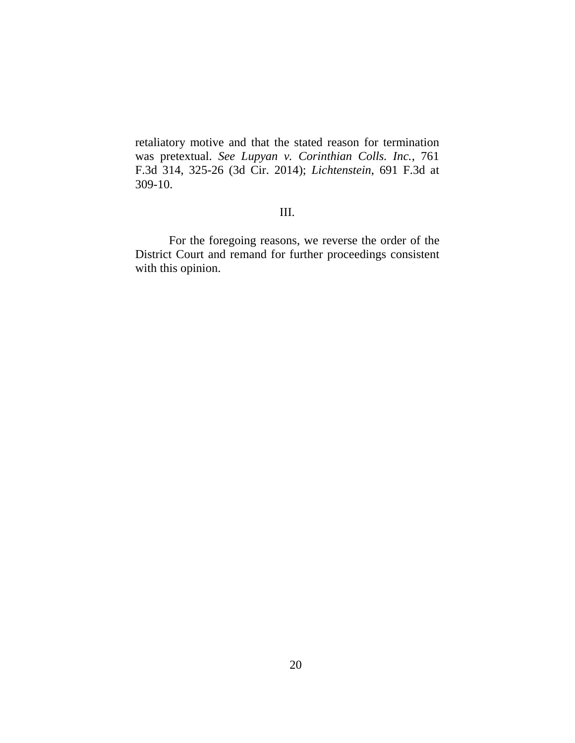retaliatory motive and that the stated reason for termination was pretextual. *See Lupyan v. Corinthian Colls. Inc.*, 761 F.3d 314, 325-26 (3d Cir. 2014); *Lichtenstein*, 691 F.3d at 309-10.

## III.

For the foregoing reasons, we reverse the order of the District Court and remand for further proceedings consistent with this opinion.